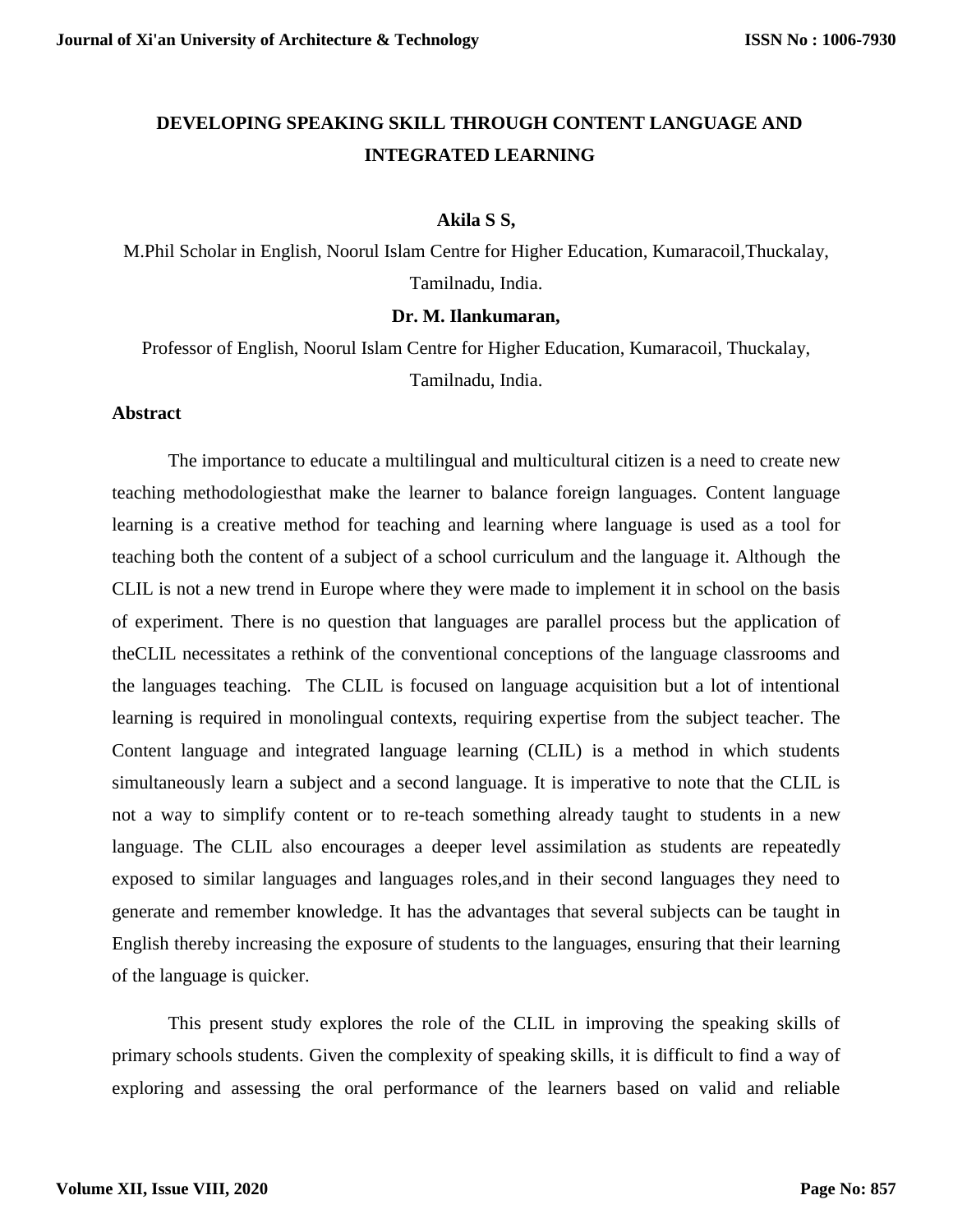# DEVELOPING SPEAKING SKILL THROUGH CONTENT LANGUAGE AND INTEGRATED LEARNING

**Akila S S,**

M.Phil Scholar in English, Noorul Islam Centre for Higher Education, Kumaracoil,Thuckalay, Tamilnadu, India.

**Dr. M. Ilankumaran,**

Professor of English, Noorul Islam Centre for Higher Education, Kumaracoil, Thuckalay, Tamilnadu, India.

## Abstract

The importance to educate a multilingual and multicultural citizen is a need to create new teaching methodologiesthat make the learner to balance foreign languages. Content language learning is a creative method for teaching and learning where language is used as a tool for teaching both the content of a subject of a school curriculum and the language it. Although the CLIL is not a new trend in Europe where they were made to implement it in school on the basis of experiment. There is no question that languages are parallel process but the application of theCLIL necessitates a rethink of the conventional conceptions of the language classrooms and the languages teaching. The CLIL is focused on language acquisition but a lot of intentional learning is required in monolingual contexts, requiring expertise from the subject teacher. The Content language and integrated language learning (CLIL) is a method in which students simultaneously learn a subject and a second language. It is imperative to note that the CLIL is not a way to simplify content or to re-teach something already taught to students in a new language. The CLIL also encourages a deeper level assimilation as students are repeatedly exposed to similar languages and languages roles,and in their second languages they need to generate and remember knowledge. It has the advantages that several subjects can be taught in English thereby increasing the exposure of students to the languages, ensuring that their learning of the language is quicker.

This present study explores the role of the CLIL in improving the speaking skills of primary schools students. Given the complexity of speaking skills, it is difficult to find a way of exploring and assessing the oral performance of the learners based on valid and reliable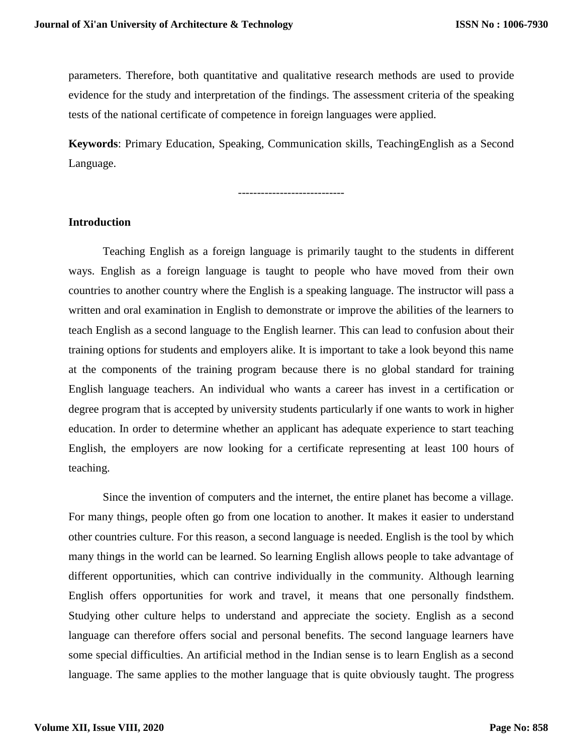parameters. Therefore, both quantitative and qualitative research methods are used to provide evidence for the study and interpretation of the findings. The assessment criteria of the speaking tests of the national certificate of competence in foreign languages were applied.

**Keywords**: Primary Education, Speaking, Communication skills, TeachingEnglish as a Second Language.

----------------------------

## Introduction

Teaching English as a foreign language is primarily taught to the students in different ways. English as a foreign language is taught to people who have moved from their own countries to another country where the English is a speaking language. The instructor will pass a written and oral examination in English to demonstrate or improve the abilities of the learners to teach English as a second language to the English learner. This can lead to confusion about their training options for students and employers alike. It is important to take a look beyond this name at the components of the training program because there is no global standard for training English language teachers. An individual who wants a career has invest in a certification or degree program that is accepted by university students particularly if one wants to work in higher education. In order to determine whether an applicant has adequate experience to start teaching English, the employers are now looking for a certificate representing at least 100 hours of teaching.

Since the invention of computers and the internet, the entire planet has become a village. For many things, people often go from one location to another. It makes it easier to understand other countries culture. For this reason, a second language is needed. English is the tool by which many things in the world can be learned. So learning English allows people to take advantage of different opportunities, which can contrive individually in the community. Although learning English offers opportunities for work and travel, it means that one personally findsthem. Studying other culture helps to understand and appreciate the society. English as a second language can therefore offers social and personal benefits. The second language learners have some special difficulties. An artificial method in the Indian sense is to learn English as a second language. The same applies to the mother language that is quite obviously taught. The progress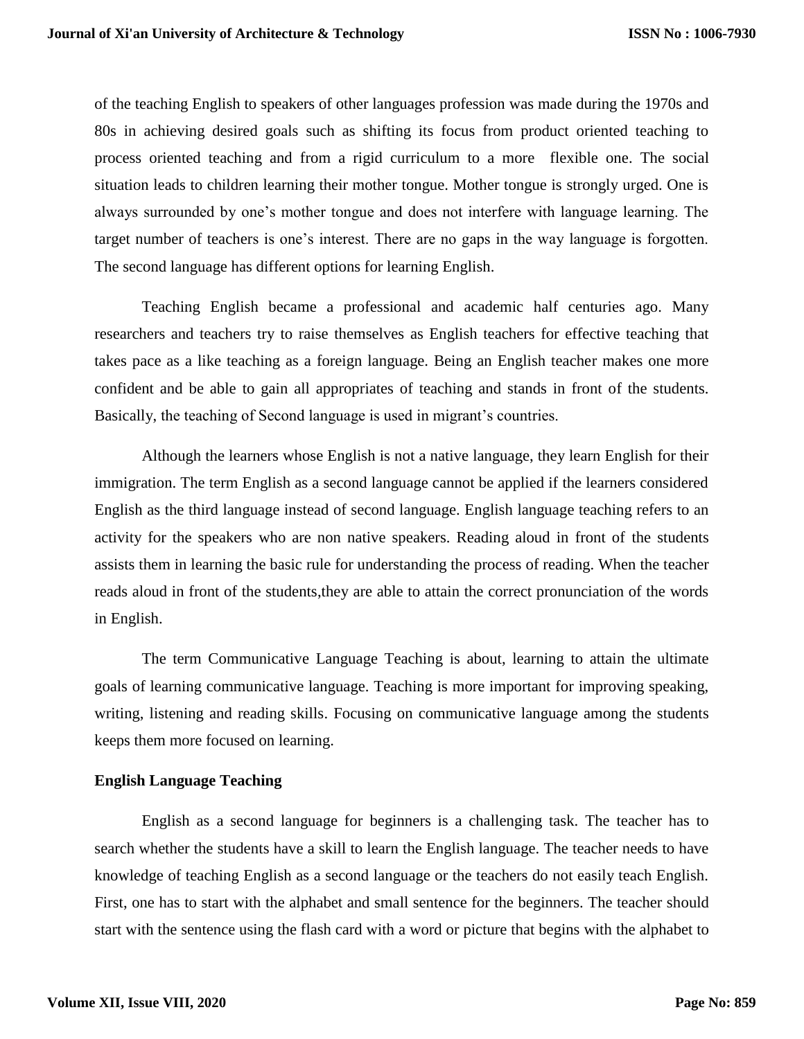of the teaching English to speakers of other languages profession was made during the 1970s and 80s in achieving desired goals such as shifting its focus from product oriented teaching to process oriented teaching and from a rigid curriculum to a more flexible one. The social situation leads to children learning their mother tongue. Mother tongue is strongly urged. One is always surrounded by one's mother tongue and does not interfere with language learning. The target number of teachers is one's interest. There are no gaps in the way language is forgotten. The second language has different options for learning English.

Teaching English became a professional and academic half centuries ago. Many researchers and teachers try to raise themselves as English teachers for effective teaching that takes pace as a like teaching as a foreign language. Being an English teacher makes one more confident and be able to gain all appropriates of teaching and stands in front of the students. Basically, the teaching of Second language is used in migrant's countries.

Although the learners whose English is not a native language, they learn English for their immigration. The term English as a second language cannot be applied if the learners considered English as the third language instead of second language. English language teaching refers to an activity for the speakers who are non native speakers. Reading aloud in front of the students assists them in learning the basic rule for understanding the process of reading. When the teacher reads aloud in front of the students,they are able to attain the correct pronunciation of the words in English.

The term Communicative Language Teaching is about, learning to attain the ultimate goals of learning communicative language. Teaching is more important for improving speaking, writing, listening and reading skills. Focusing on communicative language among the students keeps them more focused on learning.

**English Language Teaching**

English as a second language for beginners is a challenging task. The teacher has to search whether the students have a skill to learn the English language. The teacher needs to have knowledge of teaching English as a second language or the teachers do not easily teach English. First, one has to start with the alphabet and small sentence for the beginners. The teacher should start with the sentence using the flash card with a word or picture that begins with the alphabet to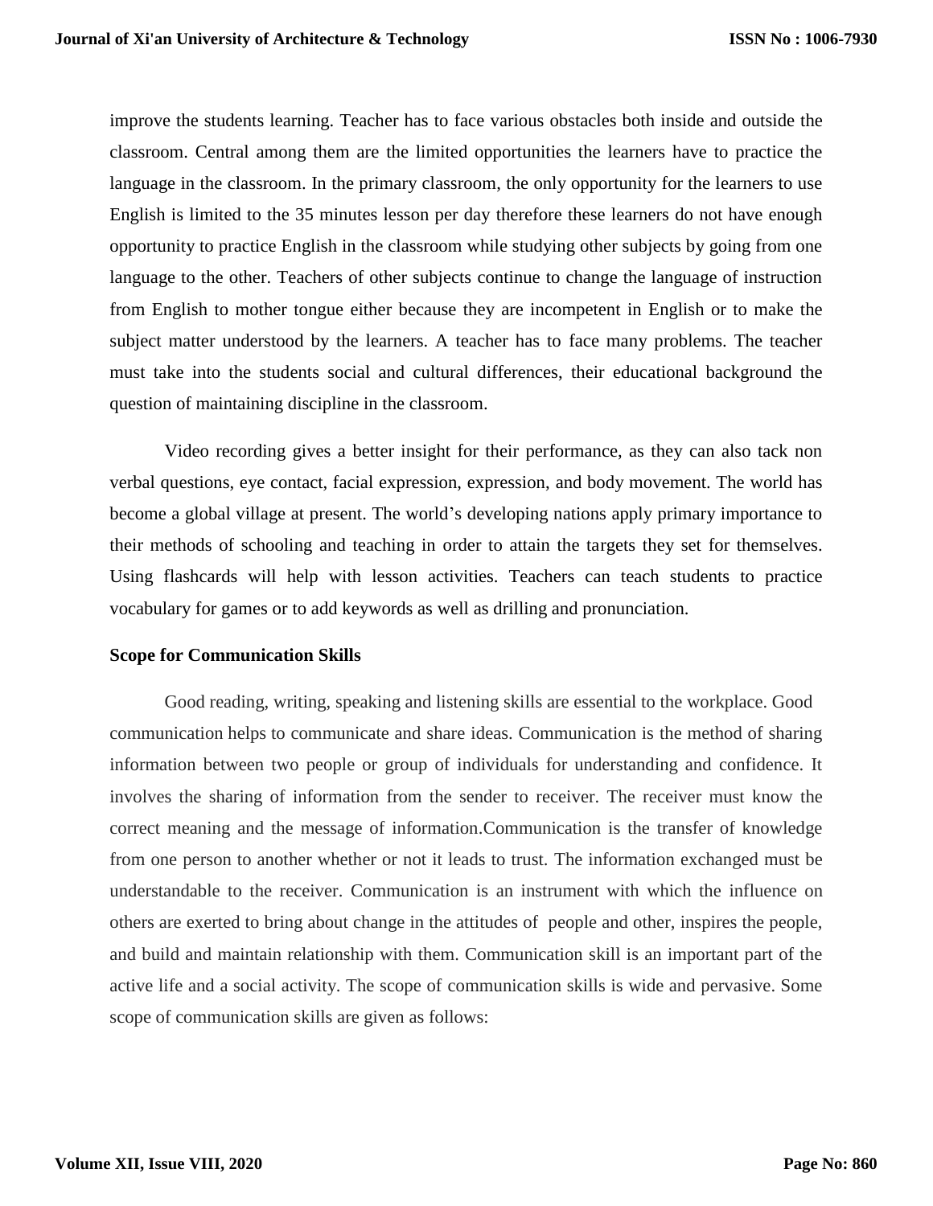improve the students learning. Teacher has to face various obstacles both inside and outside the classroom. Central among them are the limited opportunities the learners have to practice the language in the classroom. In the primary classroom, the only opportunity for the learners to use English is limited to the 35 minutes lesson per day therefore these learners do not have enough opportunity to practice English in the classroom while studying other subjects by going from one language to the other. Teachers of other subjects continue to change the language of instruction from English to mother tongue either because they are incompetent in English or to make the subject matter understood by the learners. A teacher has to face many problems. The teacher must take into the students social and cultural differences, their educational background the question of maintaining discipline in the classroom.

Video recording gives a better insight for their performance, as they can also tack non verbal questions, eye contact, facial expression, expression, and body movement. The world has become a global village at present. The world's developing nations apply primary importance to their methods of schooling and teaching in order to attain the targets they set for themselves. Using flashcards will help with lesson activities. Teachers can teach students to practice vocabulary for games or to add keywords as well as drilling and pronunciation.

**Scope for Communication Skills**

Good reading, writing, speaking and listening skills are essential to the workplace. Good communication helps to communicate and share ideas. Communication is the method of sharing information between two people or group of individuals for understanding and confidence. It involves the sharing of information from the sender to receiver. The receiver must know the correct meaning and the message of information.Communication is the transfer of knowledge from one person to another whether or not it leads to trust. The information exchanged must be understandable to the receiver. Communication is an instrument with which the influence on others are exerted to bring about change in the attitudes of people and other, inspires the people, and build and maintain relationship with them. Communication skill is an important part of the active life and a social activity. The scope of communication skills is wide and pervasive. Some scope of communication skills are given as follows: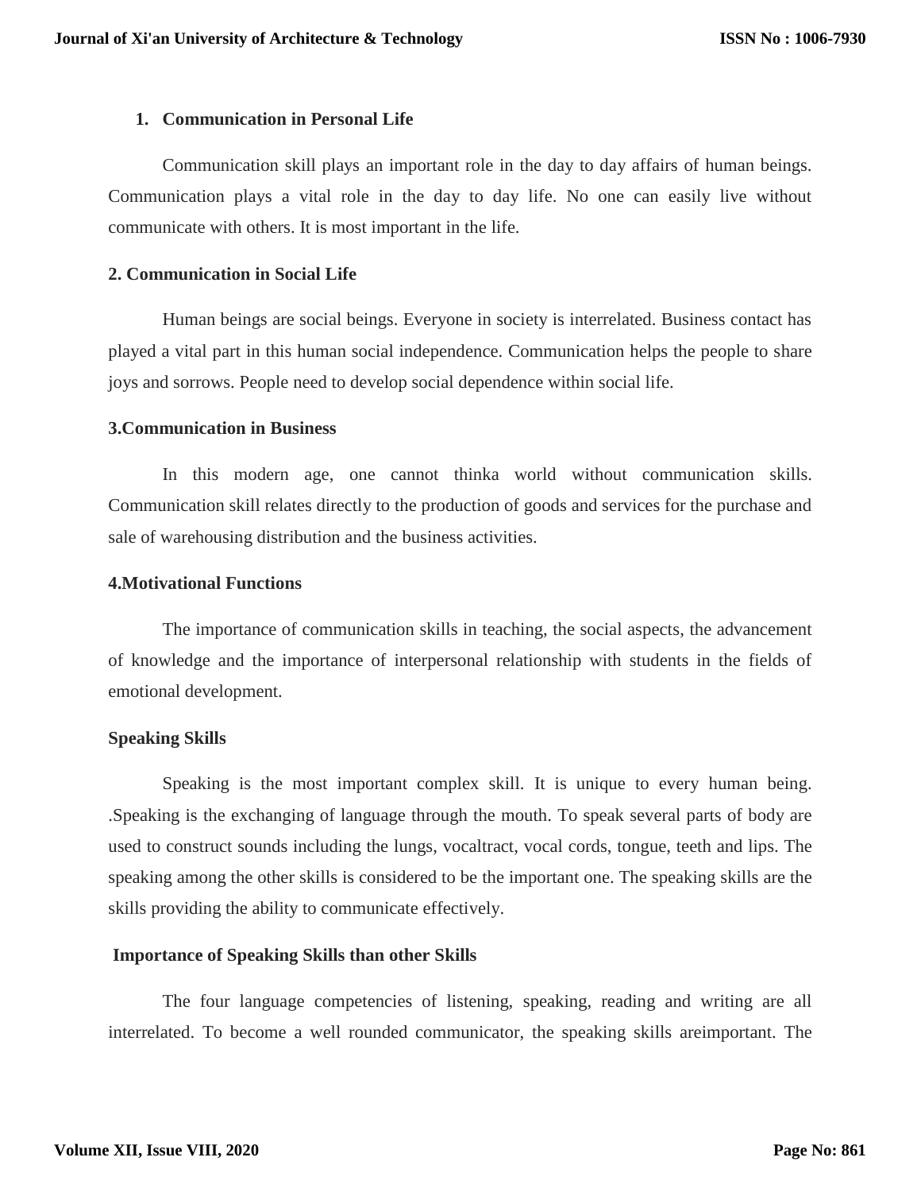1. **Communication in Personal Life**

Communication skill plays an important role in the day to day affairs of human beings. Communication plays a vital role in the day to day life. No one can easily live without communicate with others. It is most important in the life.

**2. Communication in Social Life**

Human beings are social beings. Everyone in society is interrelated. Business contact has played a vital part in this human social independence. Communication helps the people to share joys and sorrows. People need to develop social dependence within social life.

**3.Communication in Business**

In this modern age, one cannot thinka world without communication skills. Communication skill relates directly to the production of goods and services for the purchase and sale of warehousing distribution and the business activities.

**4.Motivational Functions**

The importance of communication skills in teaching, the social aspects, the advancement of knowledge and the importance of interpersonal relationship with students in the fields of emotional development.

**Speaking Skills**

Speaking is the most important complex skill. It is unique to every human being. .Speaking is the exchanging of language through the mouth. To speak several parts of body are used to construct sounds including the lungs, vocaltract, vocal cords, tongue, teeth and lips. The speaking among the other skills is considered to be the important one. The speaking skills are the skills providing the ability to communicate effectively.

**Importance of Speaking Skills than other Skills**

The four language competencies of listening, speaking, reading and writing are all interrelated. To become a well rounded communicator, the speaking skills areimportant. The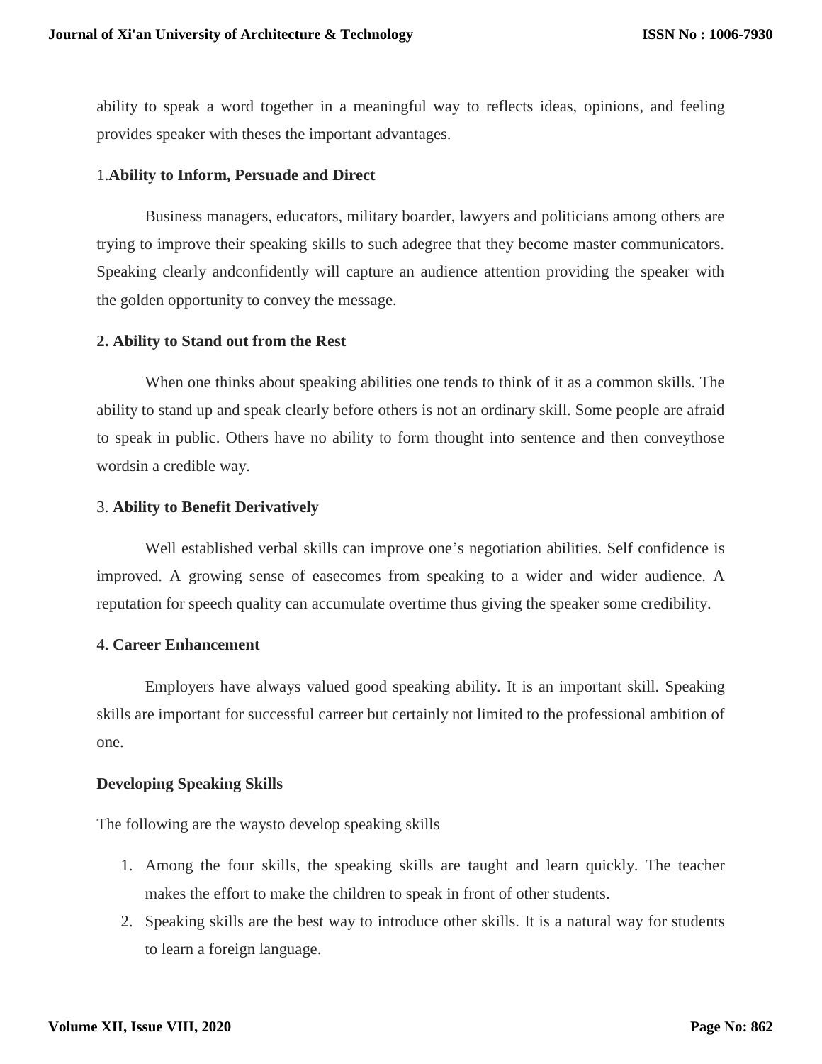ability to speak a word together in a meaningful way to reflects ideas, opinions, and feeling provides speaker with theses the important advantages.

1.**Ability to Inform, Persuade and Direct**

Business managers, educators, military boarder, lawyers and politicians among others are trying to improve their speaking skills to such adegree that they become master communicators. Speaking clearly andconfidently will capture an audience attention providing the speaker with the golden opportunity to convey the message.

**2. Ability to Stand out from the Rest**

When one thinks about speaking abilities one tends to think of it as a common skills. The ability to stand up and speak clearly before others is not an ordinary skill. Some people are afraid to speak in public. Others have no ability to form thought into sentence and then conveythose wordsin a credible way.

3. **Ability to Benefit Derivatively**

Well established verbal skills can improve one's negotiation abilities. Self confidence is improved. A growing sense of easecomes from speaking to a wider and wider audience. A reputation for speech quality can accumulate overtime thus giving the speaker some credibility.

4**. Career Enhancement**

Employers have always valued good speaking ability. It is an important skill. Speaking skills are important for successful carreer but certainly not limited to the professional ambition of one.

**Developing Speaking Skills**

The following are the waysto develop speaking skills

1. Among the four skills, the speaking skills are taught and learn quickly. The teacher makes the effort to make the children to speak in front of other students.
2. Speaking skills are the best way to introduce other skills. It is a natural way for students to learn a foreign language.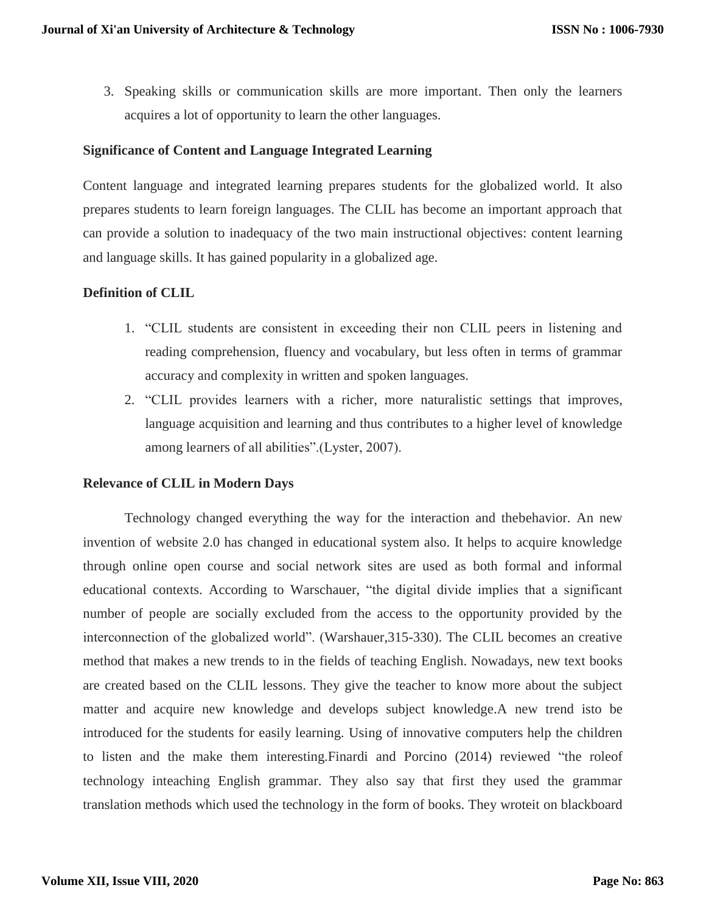3. Speaking skills or communication skills are more important. Then only the learners acquires a lot of opportunity to learn the other languages.

**Significance of Content and Language Integrated Learning**

Content language and integrated learning prepares students for the globalized world. It also prepares students to learn foreign languages. The CLIL has become an important approach that can provide a solution to inadequacy of the two main instructional objectives: content learning and language skills. It has gained popularity in a globalized age.

**Definition of CLIL**

1. "CLIL students are consistent in exceeding their non CLIL peers in listening and reading comprehension, fluency and vocabulary, but less often in terms of grammar accuracy and complexity in written and spoken languages.
2. "CLIL provides learners with a richer, more naturalistic settings that improves, language acquisition and learning and thus contributes to a higher level of knowledge among learners of all abilities".(Lyster, 2007).

**Relevance of CLIL in Modern Days**

Technology changed everything the way for the interaction and thebehavior. An new invention of website 2.0 has changed in educational system also. It helps to acquire knowledge through online open course and social network sites are used as both formal and informal educational contexts. According to Warschauer, "the digital divide implies that a significant number of people are socially excluded from the access to the opportunity provided by the interconnection of the globalized world". (Warshauer,315-330). The CLIL becomes an creative method that makes a new trends to in the fields of teaching English. Nowadays, new text books are created based on the CLIL lessons. They give the teacher to know more about the subject matter and acquire new knowledge and develops subject knowledge.A new trend isto be introduced for the students for easily learning. Using of innovative computers help the children to listen and the make them interesting.Finardi and Porcino (2014) reviewed "the roleof technology inteaching English grammar. They also say that first they used the grammar translation methods which used the technology in the form of books. They wroteit on blackboard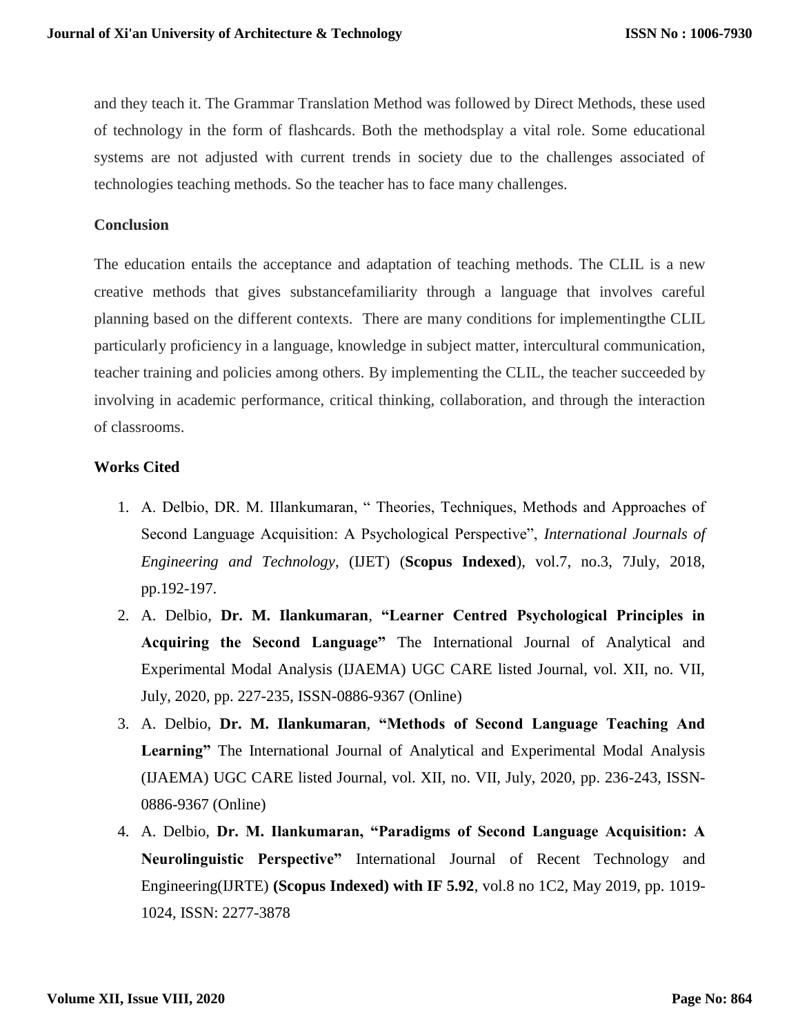and they teach it. The Grammar Translation Method was followed by Direct Methods, these used of technology in the form of flashcards. Both the methodsplay a vital role. Some educational systems are not adjusted with current trends in society due to the challenges associated of technologies teaching methods. So the teacher has to face many challenges.

## Conclusion

The education entails the acceptance and adaptation of teaching methods. The CLIL is a new creative methods that gives substancefamiliarity through a language that involves careful planning based on the different contexts. There are many conditions for implementingthe CLIL particularly proficiency in a language, knowledge in subject matter, intercultural communication, teacher training and policies among others. By implementing the CLIL, the teacher succeeded by involving in academic performance, critical thinking, collaboration, and through the interaction of classrooms.

## Works Cited

1. A. Delbio, DR. M. IIlankumaran, " Theories, Techniques, Methods and Approaches of Second Language Acquisition: A Psychological Perspective", *International Journals of Engineering and Technology,* (IJET) (**Scopus Indexed**), vol.7, no.3, 7July, 2018, pp.192-197.
2. A. Delbio, **Dr. M. Ilankumaran**, **"Learner Centred Psychological Principles in Acquiring the Second Language"** The International Journal of Analytical and Experimental Modal Analysis (IJAEMA) UGC CARE listed Journal, vol. XII, no. VII, July, 2020, pp. 227-235, ISSN-0886-9367 (Online)
3. A. Delbio, **Dr. M. Ilankumaran**, **"Methods of Second Language Teaching And Learning"** The International Journal of Analytical and Experimental Modal Analysis (IJAEMA) UGC CARE listed Journal, vol. XII, no. VII, July, 2020, pp. 236-243, ISSN-0886-9367 (Online)
4. A. Delbio, **Dr. M. Ilankumaran, "Paradigms of Second Language Acquisition: A Neurolinguistic Perspective"** International Journal of Recent Technology and Engineering(IJRTE) **(Scopus Indexed) with IF 5.92**, vol.8 no 1C2, May 2019, pp. 1019-1024, ISSN: 2277-3878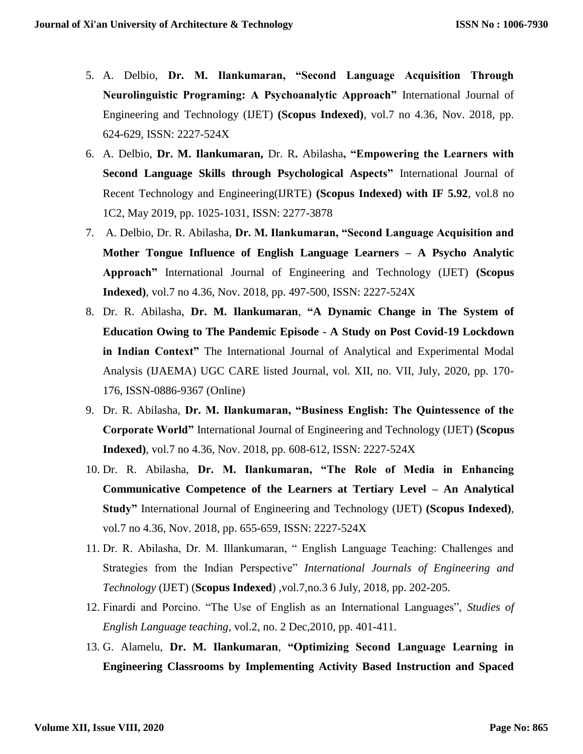5. A. Delbio, **Dr. M. Ilankumaran, "Second Language Acquisition Through Neurolinguistic Programing: A Psychoanalytic Approach"** International Journal of Engineering and Technology (IJET) **(Scopus Indexed)**, vol.7 no 4.36, Nov. 2018, pp. 624-629, ISSN: 2227-524X
6. A. Delbio, **Dr. M. Ilankumaran,** Dr. R**.** Abilasha**, "Empowering the Learners with Second Language Skills through Psychological Aspects"** International Journal of Recent Technology and Engineering(IJRTE) **(Scopus Indexed) with IF 5.92**, vol.8 no 1C2, May 2019, pp. 1025-1031, ISSN: 2277-3878
7. A. Delbio, Dr. R. Abilasha, **Dr. M. Ilankumaran, "Second Language Acquisition and Mother Tongue Influence of English Language Learners – A Psycho Analytic Approach"** International Journal of Engineering and Technology (IJET) **(Scopus Indexed)**, vol.7 no 4.36, Nov. 2018, pp. 497-500, ISSN: 2227-524X
8. Dr. R. Abilasha, **Dr. M. Ilankumaran**, **"A Dynamic Change in The System of Education Owing to The Pandemic Episode - A Study on Post Covid-19 Lockdown in Indian Context"** The International Journal of Analytical and Experimental Modal Analysis (IJAEMA) UGC CARE listed Journal, vol. XII, no. VII, July, 2020, pp. 170-176, ISSN-0886-9367 (Online)
9. Dr. R. Abilasha, **Dr. M. Ilankumaran, "Business English: The Quintessence of the Corporate World"** International Journal of Engineering and Technology (IJET) **(Scopus Indexed)**, vol.7 no 4.36, Nov. 2018, pp. 608-612, ISSN: 2227-524X
10. Dr. R. Abilasha, **Dr. M. Ilankumaran, "The Role of Media in Enhancing Communicative Competence of the Learners at Tertiary Level – An Analytical Study"** International Journal of Engineering and Technology (IJET) **(Scopus Indexed)**, vol.7 no 4.36, Nov. 2018, pp. 655-659, ISSN: 2227-524X
11. Dr. R. Abilasha, Dr. M. Illankumaran, " English Language Teaching: Challenges and Strategies from the Indian Perspective" *International Journals of Engineering and Technology* (IJET) (**Scopus Indexed**) ,vol.7,no.3 6 July, 2018, pp. 202-205.
12. Finardi and Porcino. "The Use of English as an International Languages", *Studies of English Language teaching*, vol.2, no. 2 Dec,2010, pp. 401-411.
13. G. Alamelu, **Dr. M. Ilankumaran**, **"Optimizing Second Language Learning in Engineering Classrooms by Implementing Activity Based Instruction and Spaced**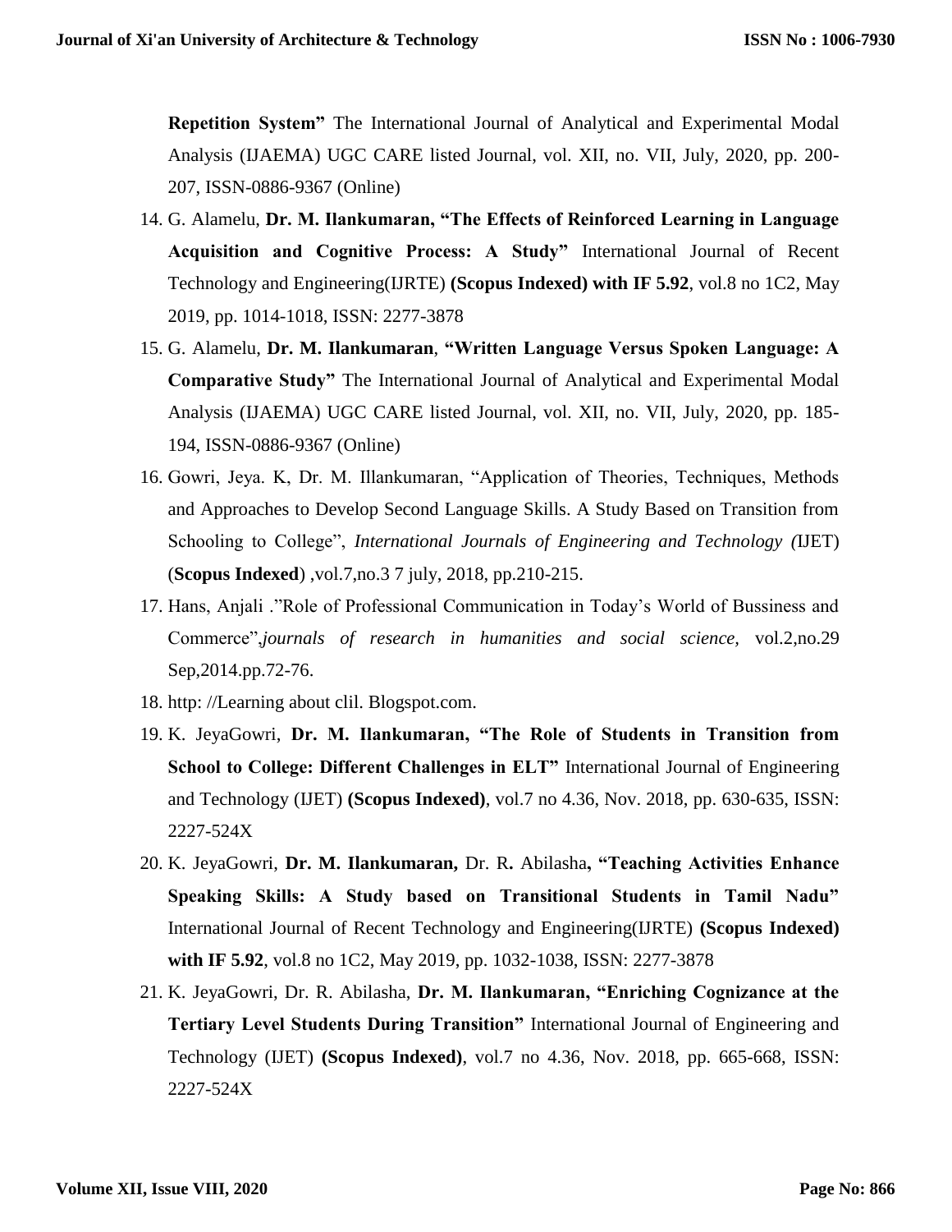**Repetition System"** The International Journal of Analytical and Experimental Modal Analysis (IJAEMA) UGC CARE listed Journal, vol. XII, no. VII, July, 2020, pp. 200-207, ISSN-0886-9367 (Online)

14. G. Alamelu, **Dr. M. Ilankumaran, "The Effects of Reinforced Learning in Language Acquisition and Cognitive Process: A Study"** International Journal of Recent Technology and Engineering(IJRTE) **(Scopus Indexed) with IF 5.92**, vol.8 no 1C2, May 2019, pp. 1014-1018, ISSN: 2277-3878
15. G. Alamelu, **Dr. M. Ilankumaran**, **"Written Language Versus Spoken Language: A Comparative Study"** The International Journal of Analytical and Experimental Modal Analysis (IJAEMA) UGC CARE listed Journal, vol. XII, no. VII, July, 2020, pp. 185-194, ISSN-0886-9367 (Online)
16. Gowri, Jeya. K, Dr. M. Illankumaran, "Application of Theories, Techniques, Methods and Approaches to Develop Second Language Skills. A Study Based on Transition from Schooling to College", *International Journals of Engineering and Technology (*IJET) (**Scopus Indexed**) ,vol.7,no.3 7 july, 2018, pp.210-215.
17. Hans, Anjali ."Role of Professional Communication in Today's World of Bussiness and Commerce",*journals of research in humanities and social science,* vol.2,no.29 Sep,2014.pp.72-76.
18. http: //Learning about clil. Blogspot.com.
19. K. JeyaGowri, **Dr. M. Ilankumaran, "The Role of Students in Transition from School to College: Different Challenges in ELT"** International Journal of Engineering and Technology (IJET) **(Scopus Indexed)**, vol.7 no 4.36, Nov. 2018, pp. 630-635, ISSN: 2227-524X
20. K. JeyaGowri, **Dr. M. Ilankumaran,** Dr. R**.** Abilasha**, "Teaching Activities Enhance Speaking Skills: A Study based on Transitional Students in Tamil Nadu"** International Journal of Recent Technology and Engineering(IJRTE) **(Scopus Indexed) with IF 5.92**, vol.8 no 1C2, May 2019, pp. 1032-1038, ISSN: 2277-3878
21. K. JeyaGowri, Dr. R. Abilasha, **Dr. M. Ilankumaran, "Enriching Cognizance at the Tertiary Level Students During Transition"** International Journal of Engineering and Technology (IJET) **(Scopus Indexed)**, vol.7 no 4.36, Nov. 2018, pp. 665-668, ISSN: 2227-524X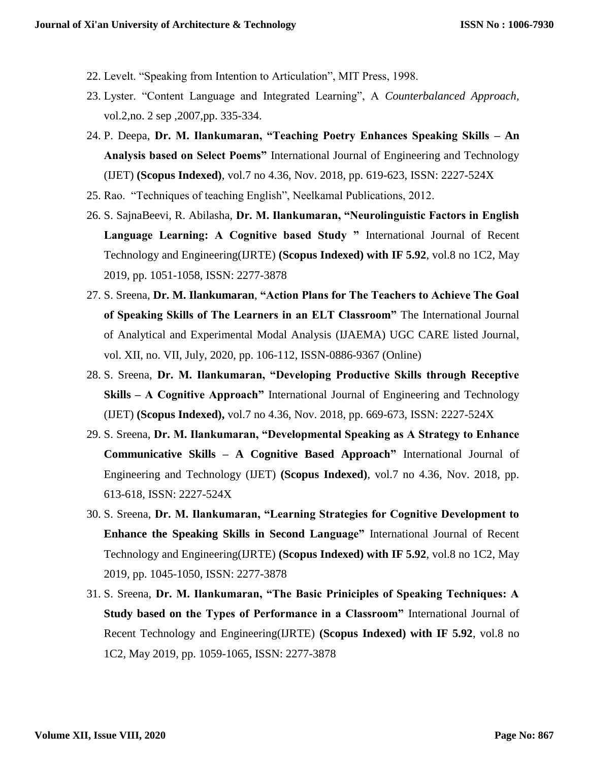22. Levelt. "Speaking from Intention to Articulation", MIT Press, 1998.
23. Lyster. "Content Language and Integrated Learning", A *Counterbalanced Approach,* vol.2,no. 2 sep ,2007,pp. 335-334.
24. P. Deepa, **Dr. M. Ilankumaran, "Teaching Poetry Enhances Speaking Skills – An Analysis based on Select Poems"** International Journal of Engineering and Technology (IJET) **(Scopus Indexed)**, vol.7 no 4.36, Nov. 2018, pp. 619-623, ISSN: 2227-524X
25. Rao. "Techniques of teaching English", Neelkamal Publications, 2012.
26. S. SajnaBeevi, R. Abilasha, **Dr. M. Ilankumaran, "Neurolinguistic Factors in English Language Learning: A Cognitive based Study "** International Journal of Recent Technology and Engineering(IJRTE) **(Scopus Indexed) with IF 5.92**, vol.8 no 1C2, May 2019, pp. 1051-1058, ISSN: 2277-3878
27. S. Sreena, **Dr. M. Ilankumaran**, **"Action Plans for The Teachers to Achieve The Goal of Speaking Skills of The Learners in an ELT Classroom"** The International Journal of Analytical and Experimental Modal Analysis (IJAEMA) UGC CARE listed Journal, vol. XII, no. VII, July, 2020, pp. 106-112, ISSN-0886-9367 (Online)
28. S. Sreena, **Dr. M. Ilankumaran, "Developing Productive Skills through Receptive Skills – A Cognitive Approach"** International Journal of Engineering and Technology (IJET) **(Scopus Indexed),** vol.7 no 4.36, Nov. 2018, pp. 669-673, ISSN: 2227-524X
29. S. Sreena, **Dr. M. Ilankumaran, "Developmental Speaking as A Strategy to Enhance Communicative Skills – A Cognitive Based Approach"** International Journal of Engineering and Technology (IJET) **(Scopus Indexed)**, vol.7 no 4.36, Nov. 2018, pp. 613-618, ISSN: 2227-524X
30. S. Sreena, **Dr. M. Ilankumaran, "Learning Strategies for Cognitive Development to Enhance the Speaking Skills in Second Language"** International Journal of Recent Technology and Engineering(IJRTE) **(Scopus Indexed) with IF 5.92**, vol.8 no 1C2, May 2019, pp. 1045-1050, ISSN: 2277-3878
31. S. Sreena, **Dr. M. Ilankumaran, "The Basic Priniciples of Speaking Techniques: A Study based on the Types of Performance in a Classroom"** International Journal of Recent Technology and Engineering(IJRTE) **(Scopus Indexed) with IF 5.92**, vol.8 no 1C2, May 2019, pp. 1059-1065, ISSN: 2277-3878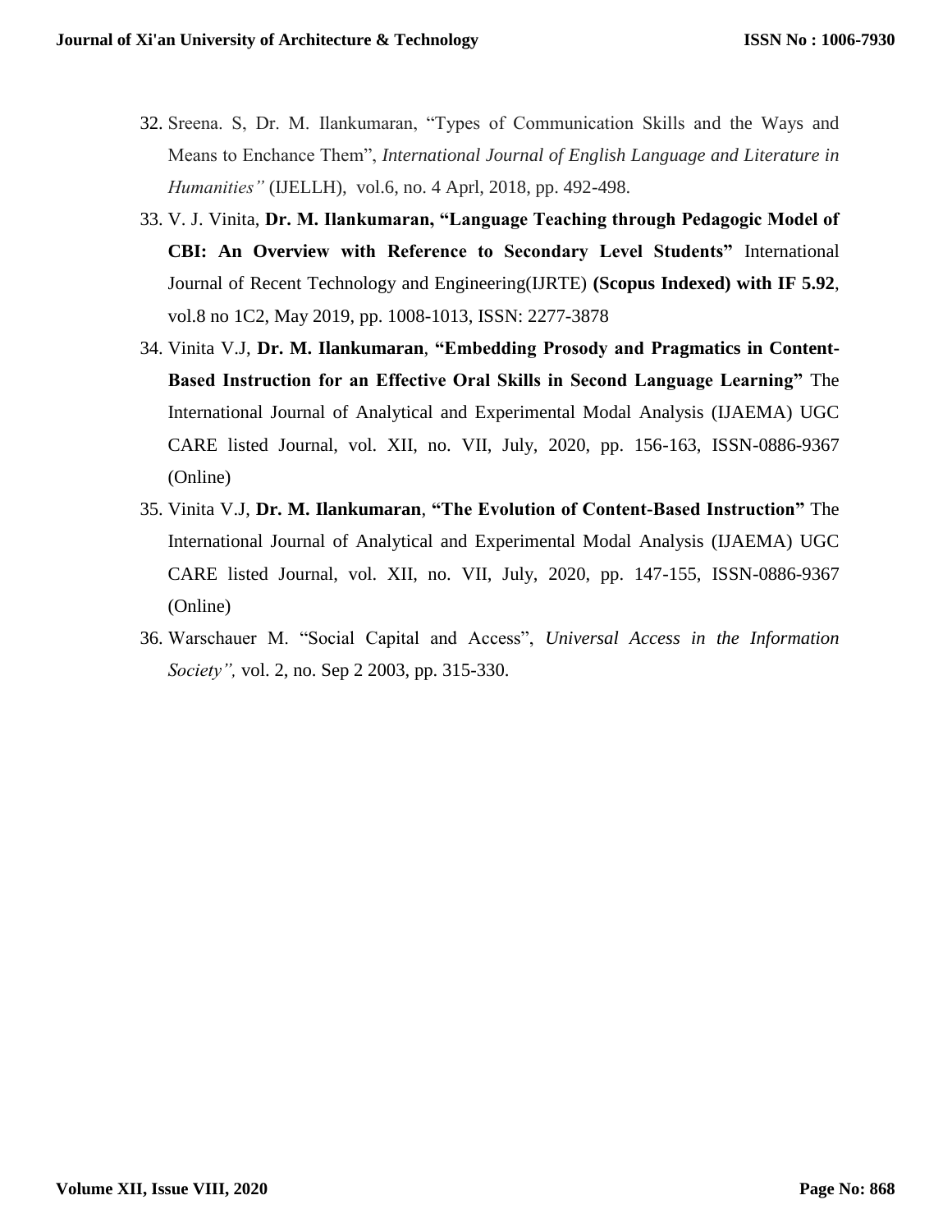32. Sreena. S, Dr. M. Ilankumaran, "Types of Communication Skills and the Ways and Means to Enchance Them", *International Journal of English Language and Literature in Humanities"* (IJELLH), vol.6, no. 4 Aprl, 2018, pp. 492-498.
33. V. J. Vinita, **Dr. M. Ilankumaran, "Language Teaching through Pedagogic Model of CBI: An Overview with Reference to Secondary Level Students"** International Journal of Recent Technology and Engineering(IJRTE) **(Scopus Indexed) with IF 5.92**, vol.8 no 1C2, May 2019, pp. 1008-1013, ISSN: 2277-3878
34. Vinita V.J, **Dr. M. Ilankumaran**, **"Embedding Prosody and Pragmatics in Content-Based Instruction for an Effective Oral Skills in Second Language Learning"** The International Journal of Analytical and Experimental Modal Analysis (IJAEMA) UGC CARE listed Journal, vol. XII, no. VII, July, 2020, pp. 156-163, ISSN-0886-9367 (Online)
35. Vinita V.J, **Dr. M. Ilankumaran**, **"The Evolution of Content-Based Instruction"** The International Journal of Analytical and Experimental Modal Analysis (IJAEMA) UGC CARE listed Journal, vol. XII, no. VII, July, 2020, pp. 147-155, ISSN-0886-9367 (Online)
36. Warschauer M. "Social Capital and Access", *Universal Access in the Information Society",* vol. 2, no. Sep 2 2003, pp. 315-330.